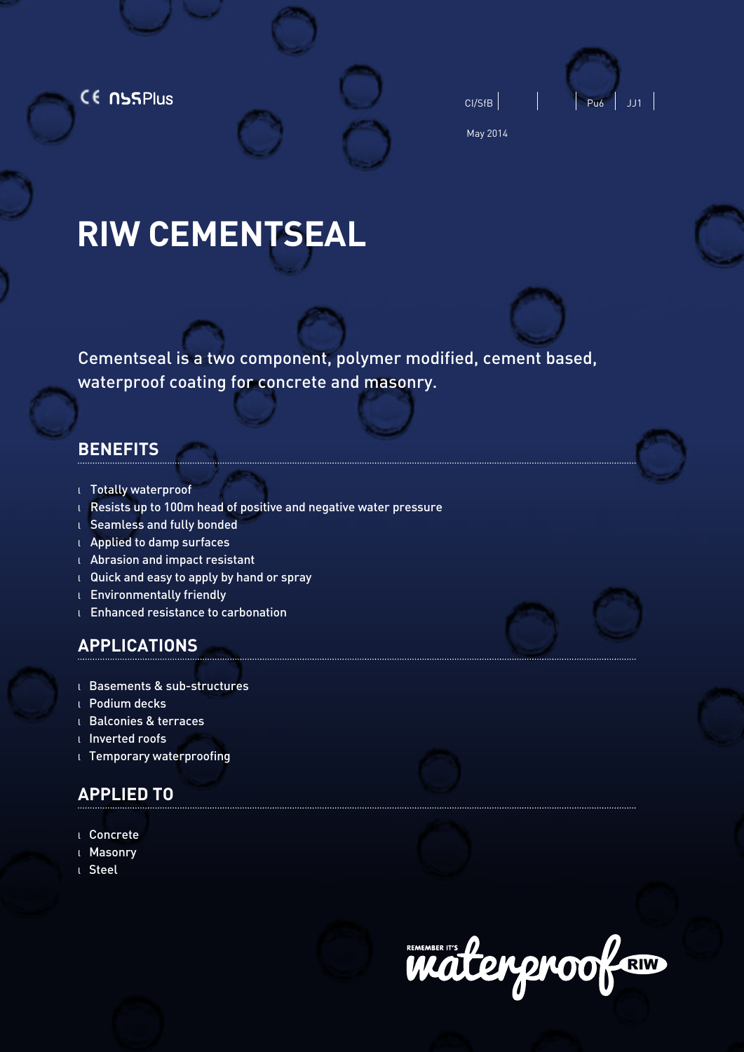CE NBSPlus

CI/SfB | | Pu6 | JJ1 |

May 2014

# RIW CEMENTSEAL

Cementseal is a two component, polymer modified, cement based, waterproof coating for concrete and masonry.

## BENEFITS

- Totally waterproof
- Resists up to 100m head of positive and negative water pressure
- Seamless and fully bonded
- Applied to damp surfaces
- Abrasion and impact resistant
- Quick and easy to apply by hand or spray
- Environmentally friendly
- Enhanced resistance to carbonation

## APPLICATIONS

- Basements & sub-structures
- Podium decks
- Balconies & terraces
- Inverted roofs
- Temporary waterproofing

## APPLIED TO

- Concrete
- Masonry
- Steel

REMEMBER IT'S waterproof RIW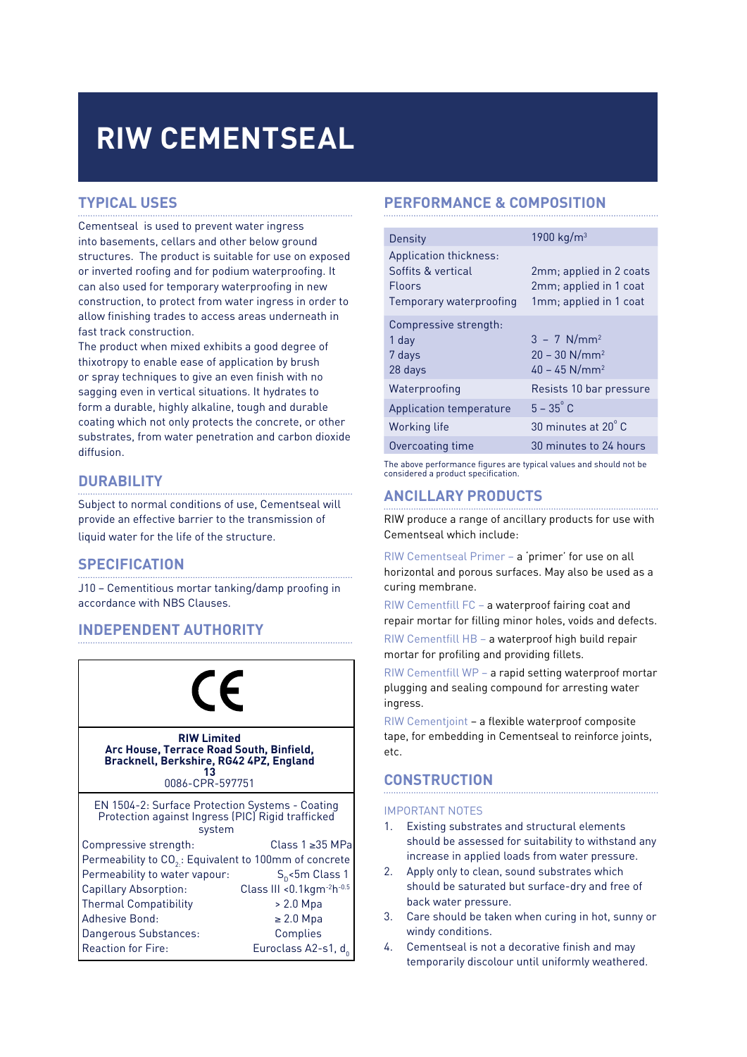# RIW CEMENTSEAL

## TYPICAL USES

Cementseal is used to prevent water ingress into basements, cellars and other below ground structures. The product is suitable for use on exposed or inverted roofing and for podium waterproofing. It can also used for temporary waterproofing in new construction, to protect from water ingress in order to allow finishing trades to access areas underneath in fast track construction.

The product when mixed exhibits a good degree of thixotropy to enable ease of application by brush or spray techniques to give an even finish with no sagging even in vertical situations. It hydrates to form a durable, highly alkaline, tough and durable coating which not only protects the concrete, or other substrates, from water penetration and carbon dioxide diffusion.

## DURABILITY

Subject to normal conditions of use, Cementseal will provide an effective barrier to the transmission of liquid water for the life of the structure.

## SPECIFICATION

J10 – Cementitious mortar tanking/damp proofing in accordance with NBS Clauses.

## INDEPENDENT AUTHORITY

CE

**RIW Limited**
**Arc House, Terrace Road South, Binfield, Bracknell, Berkshire, RG42 4PZ, England**
**13**
0086-CPR-597751

EN 1504-2: Surface Protection Systems - Coating Protection against Ingress (PIC) Rigid trafficked system

| | |
|---|---|
| Compressive strength: | Class 1 ≥35 MPa |
| Permeability to $CO_2$: | Equivalent to 100mm of concrete |
| Permeability to water vapour: | $S_D$<5m Class 1 |
| Capillary Absorption: | Class III <0.1kgm$^{-2}$h$^{-0.5}$ |
| Thermal Compatibility | > 2.0 Mpa |
| Adhesive Bond: | ≥ 2.0 Mpa |
| Dangerous Substances: | Complies |
| Reaction for Fire: | Euroclass A2-s1, $d_0$ |

## PERFORMANCE & COMPOSITION

| | |
|---|---|
| Density | 1900 kg/m³ |
| Application thickness: | |
| Soffits & vertical | 2mm; applied in 2 coats |
| Floors | 2mm; applied in 1 coat |
| Temporary waterproofing | 1mm; applied in 1 coat |
| Compressive strength: | |
| 1 day | 3 – 7 N/mm² |
| 7 days | 20 – 30 N/mm² |
| 28 days | 40 – 45 N/mm² |
| Waterproofing | Resists 10 bar pressure |
| Application temperature | 5 – 35° C |
| Working life | 30 minutes at 20° C |
| Overcoating time | 30 minutes to 24 hours |

The above performance figures are typical values and should not be considered a product specification.

## ANCILLARY PRODUCTS

RIW produce a range of ancillary products for use with Cementseal which include:

RIW Cementseal Primer – a 'primer' for use on all horizontal and porous surfaces. May also be used as a curing membrane.

RIW Cementfill FC – a waterproof fairing coat and repair mortar for filling minor holes, voids and defects.

RIW Cementfill HB – a waterproof high build repair mortar for profiling and providing fillets.

RIW Cementfill WP – a rapid setting waterproof mortar plugging and sealing compound for arresting water ingress.

RIW Cementjoint – a flexible waterproof composite tape, for embedding in Cementseal to reinforce joints, etc.

## CONSTRUCTION

IMPORTANT NOTES

1. Existing substrates and structural elements should be assessed for suitability to withstand any increase in applied loads from water pressure.
2. Apply only to clean, sound substrates which should be saturated but surface-dry and free of back water pressure.
3. Care should be taken when curing in hot, sunny or windy conditions.
4. Cementseal is not a decorative finish and may temporarily discolour until uniformly weathered.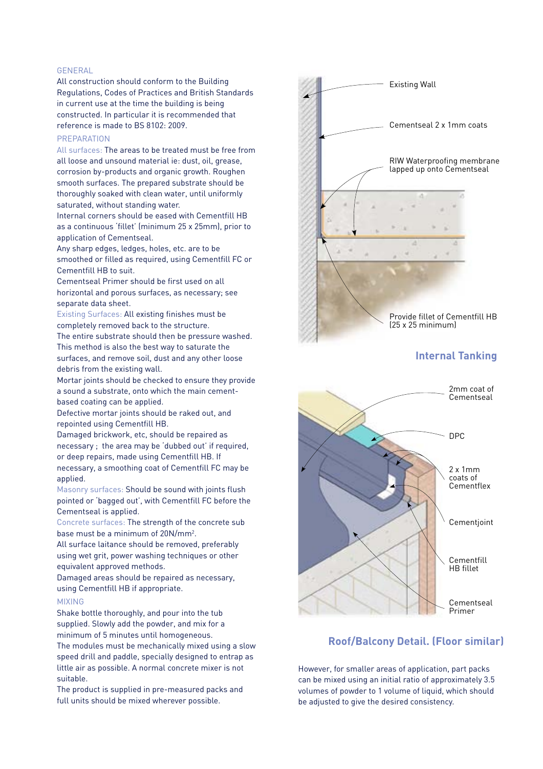## GENERAL

All construction should conform to the Building Regulations, Codes of Practices and British Standards in current use at the time the building is being constructed. In particular it is recommended that reference is made to BS 8102: 2009.

## PREPARATION

All surfaces: The areas to be treated must be free from all loose and unsound material ie: dust, oil, grease, corrosion by-products and organic growth. Roughen smooth surfaces. The prepared substrate should be thoroughly soaked with clean water, until uniformly saturated, without standing water.

Internal corners should be eased with Cementfill HB as a continuous 'fillet' (minimum 25 x 25mm), prior to application of Cementseal.

Any sharp edges, ledges, holes, etc. are to be smoothed or filled as required, using Cementfill FC or Cementfill HB to suit.

Cementseal Primer should be first used on all horizontal and porous surfaces, as necessary; see separate data sheet.

Existing Surfaces: All existing finishes must be completely removed back to the structure.

The entire substrate should then be pressure washed. This method is also the best way to saturate the surfaces, and remove soil, dust and any other loose debris from the existing wall.

Mortar joints should be checked to ensure they provide a sound a substrate, onto which the main cement-based coating can be applied.

Defective mortar joints should be raked out, and repointed using Cementfill HB.

Damaged brickwork, etc, should be repaired as necessary ; the area may be 'dubbed out' if required, or deep repairs, made using Cementfill HB. If necessary, a smoothing coat of Cementfill FC may be applied.

Masonry surfaces: Should be sound with joints flush pointed or 'bagged out', with Cementfill FC before the Cementseal is applied.

Concrete surfaces: The strength of the concrete sub base must be a minimum of 20N/mm$^2$.

All surface laitance should be removed, preferably using wet grit, power washing techniques or other equivalent approved methods.

Damaged areas should be repaired as necessary, using Cementfill HB if appropriate.

## MIXING

Shake bottle thoroughly, and pour into the tub supplied. Slowly add the powder, and mix for a minimum of 5 minutes until homogeneous.

The modules must be mechanically mixed using a slow speed drill and paddle, specially designed to entrap as little air as possible. A normal concrete mixer is not suitable.

The product is supplied in pre-measured packs and full units should be mixed wherever possible.

**Internal Tanking**

**Roof/Balcony Detail. (Floor similar)**

However, for smaller areas of application, part packs can be mixed using an initial ratio of approximately 3.5 volumes of powder to 1 volume of liquid, which should be adjusted to give the desired consistency.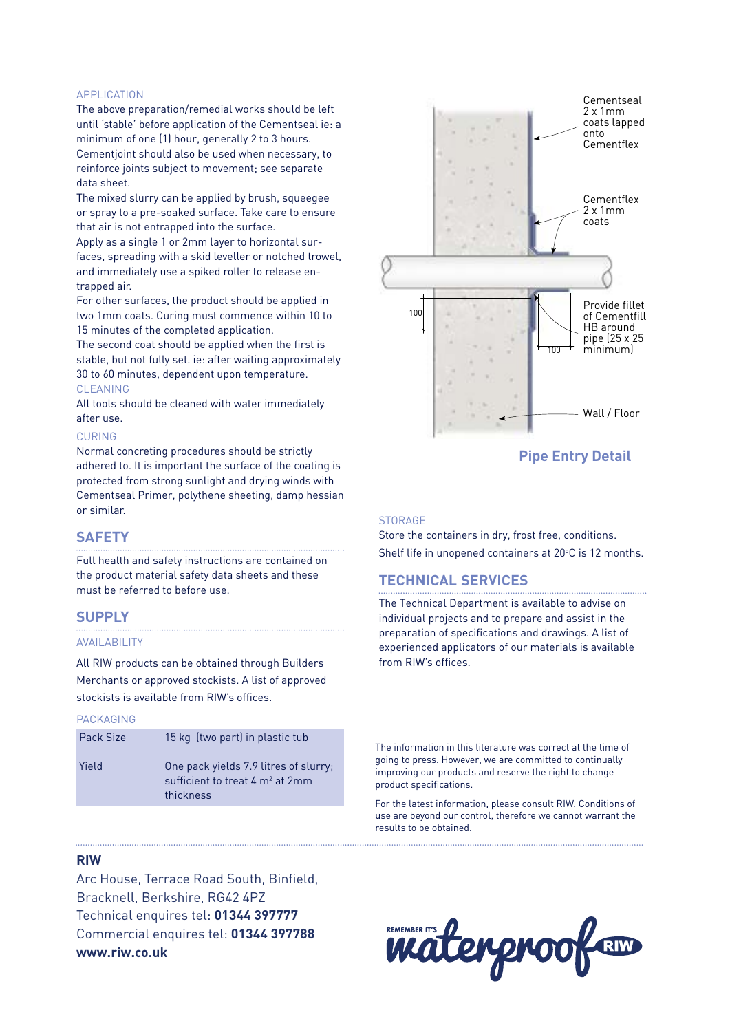### APPLICATION

The above preparation/remedial works should be left until 'stable' before application of the Cementseal ie: a minimum of one (1) hour, generally 2 to 3 hours. Cementjoint should also be used when necessary, to reinforce joints subject to movement; see separate data sheet.

The mixed slurry can be applied by brush, squeegee or spray to a pre-soaked surface. Take care to ensure that air is not entrapped into the surface.

Apply as a single 1 or 2mm layer to horizontal surfaces, spreading with a skid leveller or notched trowel, and immediately use a spiked roller to release entrapped air.

For other surfaces, the product should be applied in two 1mm coats. Curing must commence within 10 to 15 minutes of the completed application.

The second coat should be applied when the first is stable, but not fully set. ie: after waiting approximately 30 to 60 minutes, dependent upon temperature.

### CLEANING

All tools should be cleaned with water immediately after use.

### CURING

Normal concreting procedures should be strictly adhered to. It is important the surface of the coating is protected from strong sunlight and drying winds with Cementseal Primer, polythene sheeting, damp hessian or similar.

## SAFETY

Full health and safety instructions are contained on the product material safety data sheets and these must be referred to before use.

## SUPPLY

### AVAILABILITY

All RIW products can be obtained through Builders Merchants or approved stockists. A list of approved stockists is available from RIW's offices.

### PACKAGING

| | |
|---|---|
| Pack Size | 15 kg (two part) in plastic tub |
| Yield | One pack yields 7.9 litres of slurry; sufficient to treat 4 m² at 2mm thickness |

Cementseal 2 x 1mm coats lapped onto Cementflex

Cementflex 2 x 1mm coats

100

100

Provide fillet of Cementfill HB around pipe (25 x 25 minimum)

Wall / Floor

**Pipe Entry Detail**

### STORAGE

Store the containers in dry, frost free, conditions.

Shelf life in unopened containers at 20°C is 12 months.

## TECHNICAL SERVICES

The Technical Department is available to advise on individual projects and to prepare and assist in the preparation of specifications and drawings. A list of experienced applicators of our materials is available from RIW's offices.

The information in this literature was correct at the time of going to press. However, we are committed to continually improving our products and reserve the right to change product specifications.

For the latest information, please consult RIW. Conditions of use are beyond our control, therefore we cannot warrant the results to be obtained.

**RIW**

Arc House, Terrace Road South, Binfield, Bracknell, Berkshire, RG42 4PZ
Technical enquires tel: **01344 397777**
Commercial enquires tel: **01344 397788**
**www.riw.co.uk**

REMEMBER IT'S waterproof RIW